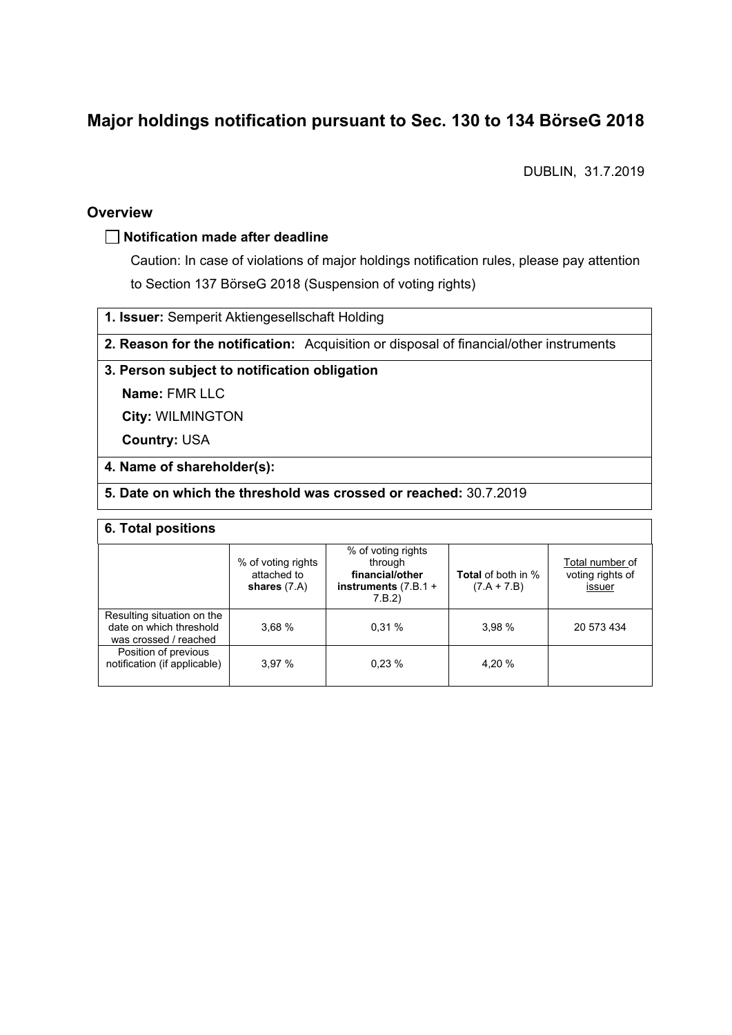# Major holdings notification pursuant to Sec. 130 to 134 BörseG 2018

DUBLIN, 31.7.2019

## Overview

☐ **Notification made after deadline**

Caution: In case of violations of major holdings notification rules, please pay attention to Section 137 BörseG 2018 (Suspension of voting rights)

**1. Issuer:** Semperit Aktiengesellschaft Holding

**2. Reason for the notification:** Acquisition or disposal of financial/other instruments

**3. Person subject to notification obligation**

**Name:** FMR LLC

**City:** WILMINGTON

**Country:** USA

**4. Name of shareholder(s):**

**5. Date on which the threshold was crossed or reached:** 30.7.2019

**6. Total positions**

| | % of voting rights attached to **shares** (7.A) | % of voting rights through **financial/other instruments** (7.B.1 + 7.B.2) | **Total** of both in % (7.A + 7.B) | Total number of voting rights of issuer |
|---|---|---|---|---|
| Resulting situation on the date on which threshold was crossed / reached | 3,68 % | 0,31 % | 3,98 % | 20 573 434 |
| Position of previous notification (if applicable) | 3,97 % | 0,23 % | 4,20 % | |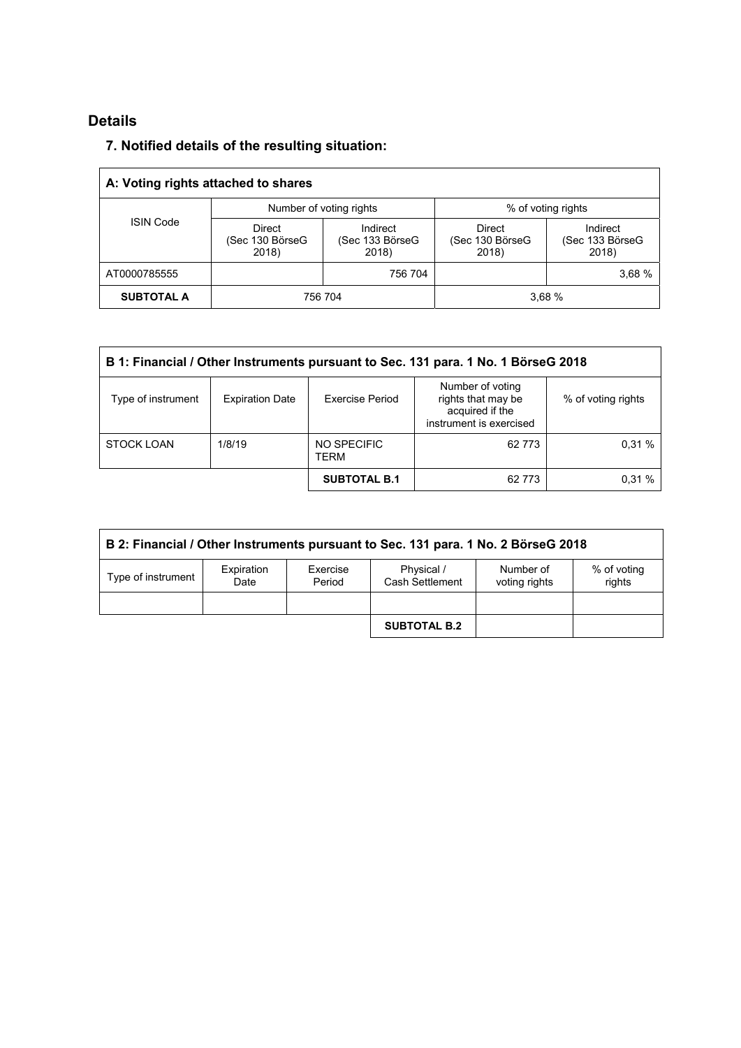## Details

### 7. Notified details of the resulting situation:

| A: Voting rights attached to shares | | | | |
|---|---|---|---|---|
| ISIN Code | Number of voting rights | | % of voting rights | |
| | Direct (Sec 130 BörseG 2018) | Indirect (Sec 133 BörseG 2018) | Direct (Sec 130 BörseG 2018) | Indirect (Sec 133 BörseG 2018) |
| AT0000785555 | | 756 704 | | 3,68 % |
| **SUBTOTAL A** | 756 704 | | 3,68 % | |

| B 1: Financial / Other Instruments pursuant to Sec. 131 para. 1 No. 1 BörseG 2018 | | | | |
|---|---|---|---|---|
| Type of instrument | Expiration Date | Exercise Period | Number of voting rights that may be acquired if the instrument is exercised | % of voting rights |
| STOCK LOAN | 1/8/19 | NO SPECIFIC TERM | 62 773 | 0,31 % |
| | | **SUBTOTAL B.1** | 62 773 | 0,31 % |

| B 2: Financial / Other Instruments pursuant to Sec. 131 para. 1 No. 2 BörseG 2018 | | | | | |
|---|---|---|---|---|---|
| Type of instrument | Expiration Date | Exercise Period | Physical / Cash Settlement | Number of voting rights | % of voting rights |
| | | | | | |
| | | | **SUBTOTAL B.2** | | |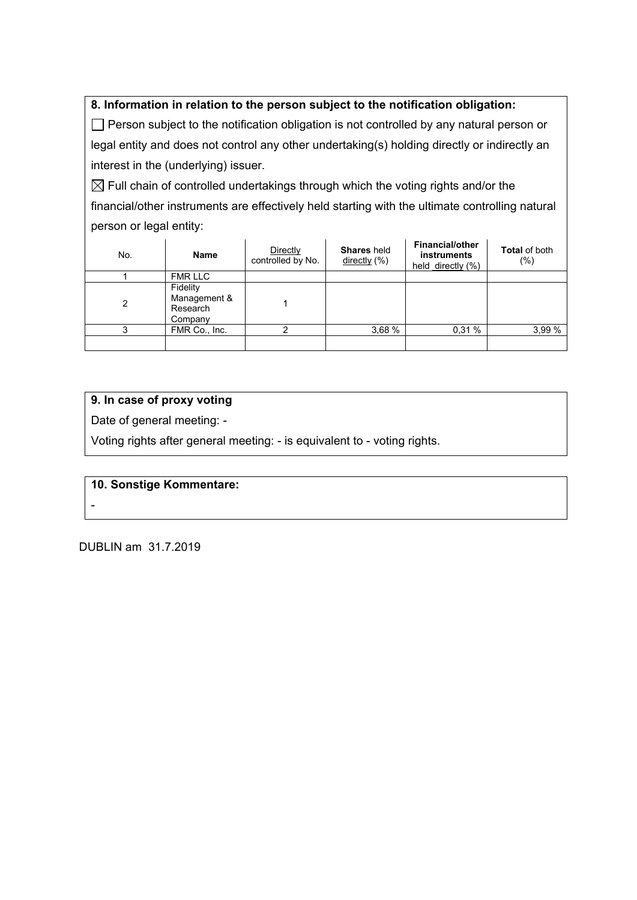**8. Information in relation to the person subject to the notification obligation:**

☐ Person subject to the notification obligation is not controlled by any natural person or legal entity and does not control any other undertaking(s) holding directly or indirectly an interest in the (underlying) issuer.

☒ Full chain of controlled undertakings through which the voting rights and/or the financial/other instruments are effectively held starting with the ultimate controlling natural person or legal entity:

| No. | Name | Directly controlled by No. | Shares held directly (%) | Financial/other instruments held directly (%) | Total of both (%) |
|---|---|---|---|---|---|
| 1 | FMR LLC | | | | |
| 2 | Fidelity Management & Research Company | 1 | | | |
| 3 | FMR Co., Inc. | 2 | 3,68 % | 0,31 % | 3,99 % |
| | | | | | |

**9. In case of proxy voting**

Date of general meeting: -

Voting rights after general meeting: - is equivalent to - voting rights.

**10. Sonstige Kommentare:**

-

DUBLIN am 31.7.2019